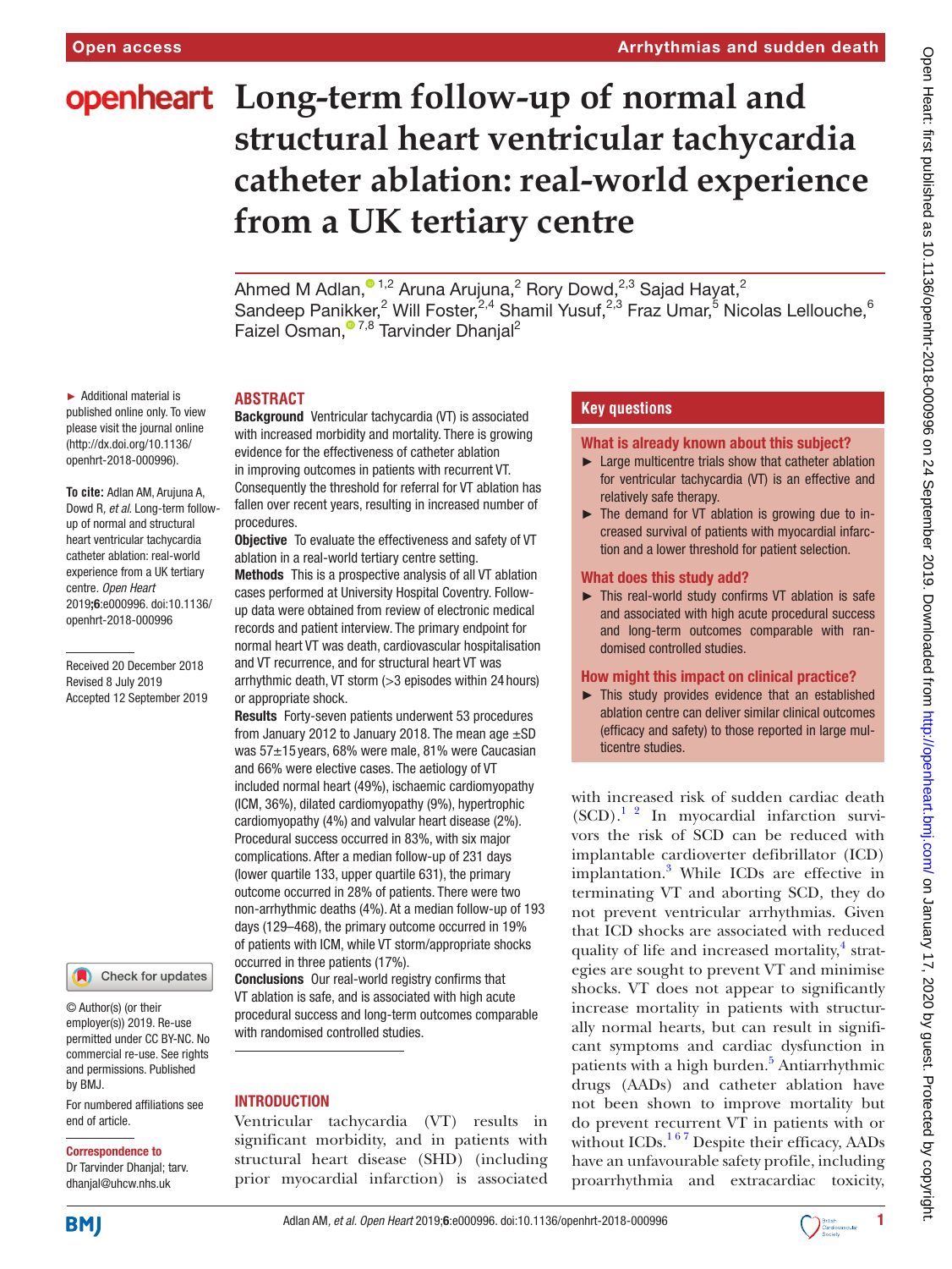# Long-term follow-up of normal and structural heart ventricular tachycardia catheter ablation: real-world experience from a UK tertiary centre

Ahmed M Adlan,[1,2] Aruna Arujuna,[2] Rory Dowd,[2,3] Sajad Hayat,[2] Sandeep Panikker,[2] Will Foster,[2,4] Shamil Yusuf,[2,3] Fraz Umar,[5] Nicolas Lellouche,[6] Faizel Osman,[7,8] Tarvinder Dhanjal[2]

► Additional material is published online only. To view please visit the journal online (http://dx.doi.org/10.1136/openhrt-2018-000996).

**To cite:** Adlan AM, Arujuna A, Dowd R, *et al*. Long-term follow-up of normal and structural heart ventricular tachycardia catheter ablation: real-world experience from a UK tertiary centre. *Open Heart* 2019;**6**:e000996. doi:10.1136/openhrt-2018-000996

Received 20 December 2018
Revised 8 July 2019
Accepted 12 September 2019

© Author(s) (or their employer(s)) 2019. Re-use permitted under CC BY-NC. No commercial re-use. See rights and permissions. Published by BMJ.

For numbered affiliations see end of article.

**Correspondence to**
Dr Tarvinder Dhanjal; tarv.dhanjal@uhcw.nhs.uk

## ABSTRACT

**Background** Ventricular tachycardia (VT) is associated with increased morbidity and mortality. There is growing evidence for the effectiveness of catheter ablation in improving outcomes in patients with recurrent VT. Consequently the threshold for referral for VT ablation has fallen over recent years, resulting in increased number of procedures.

**Objective** To evaluate the effectiveness and safety of VT ablation in a real-world tertiary centre setting.

**Methods** This is a prospective analysis of all VT ablation cases performed at University Hospital Coventry. Follow-up data were obtained from review of electronic medical records and patient interview. The primary endpoint for normal heart VT was death, cardiovascular hospitalisation and VT recurrence, and for structural heart VT was arrhythmic death, VT storm (>3 episodes within 24 hours) or appropriate shock.

**Results** Forty-seven patients underwent 53 procedures from January 2012 to January 2018. The mean age ±SD was 57±15 years, 68% were male, 81% were Caucasian and 66% were elective cases. The aetiology of VT included normal heart (49%), ischaemic cardiomyopathy (ICM, 36%), dilated cardiomyopathy (9%), hypertrophic cardiomyopathy (4%) and valvular heart disease (2%). Procedural success occurred in 83%, with six major complications. After a median follow-up of 231 days (lower quartile 133, upper quartile 631), the primary outcome occurred in 28% of patients. There were two non-arrhythmic deaths (4%). At a median follow-up of 193 days (129–468), the primary outcome occurred in 19% of patients with ICM, while VT storm/appropriate shocks occurred in three patients (17%).

**Conclusions** Our real-world registry confirms that VT ablation is safe, and is associated with high acute procedural success and long-term outcomes comparable with randomised controlled studies.

## Key questions

### What is already known about this subject?

- Large multicentre trials show that catheter ablation for ventricular tachycardia (VT) is an effective and relatively safe therapy.
- The demand for VT ablation is growing due to increased survival of patients with myocardial infarction and a lower threshold for patient selection.

### What does this study add?

- This real-world study confirms VT ablation is safe and associated with high acute procedural success and long-term outcomes comparable with randomised controlled studies.

### How might this impact on clinical practice?

- This study provides evidence that an established ablation centre can deliver similar clinical outcomes (efficacy and safety) to those reported in large multicentre studies.

## INTRODUCTION

Ventricular tachycardia (VT) results in significant morbidity, and in patients with structural heart disease (SHD) (including prior myocardial infarction) is associated with increased risk of sudden cardiac death (SCD).[1,2] In myocardial infarction survivors the risk of SCD can be reduced with implantable cardioverter defibrillator (ICD) implantation.[3] While ICDs are effective in terminating VT and aborting SCD, they do not prevent ventricular arrhythmias. Given that ICD shocks are associated with reduced quality of life and increased mortality,[4] strategies are sought to prevent VT and minimise shocks. VT does not appear to significantly increase mortality in patients with structurally normal hearts, but can result in significant symptoms and cardiac dysfunction in patients with a high burden.[5] Antiarrhythmic drugs (AADs) and catheter ablation have not been shown to improve mortality but do prevent recurrent VT in patients with or without ICDs.[1,6,7] Despite their efficacy, AADs have an unfavourable safety profile, including proarrhythmia and extracardiac toxicity,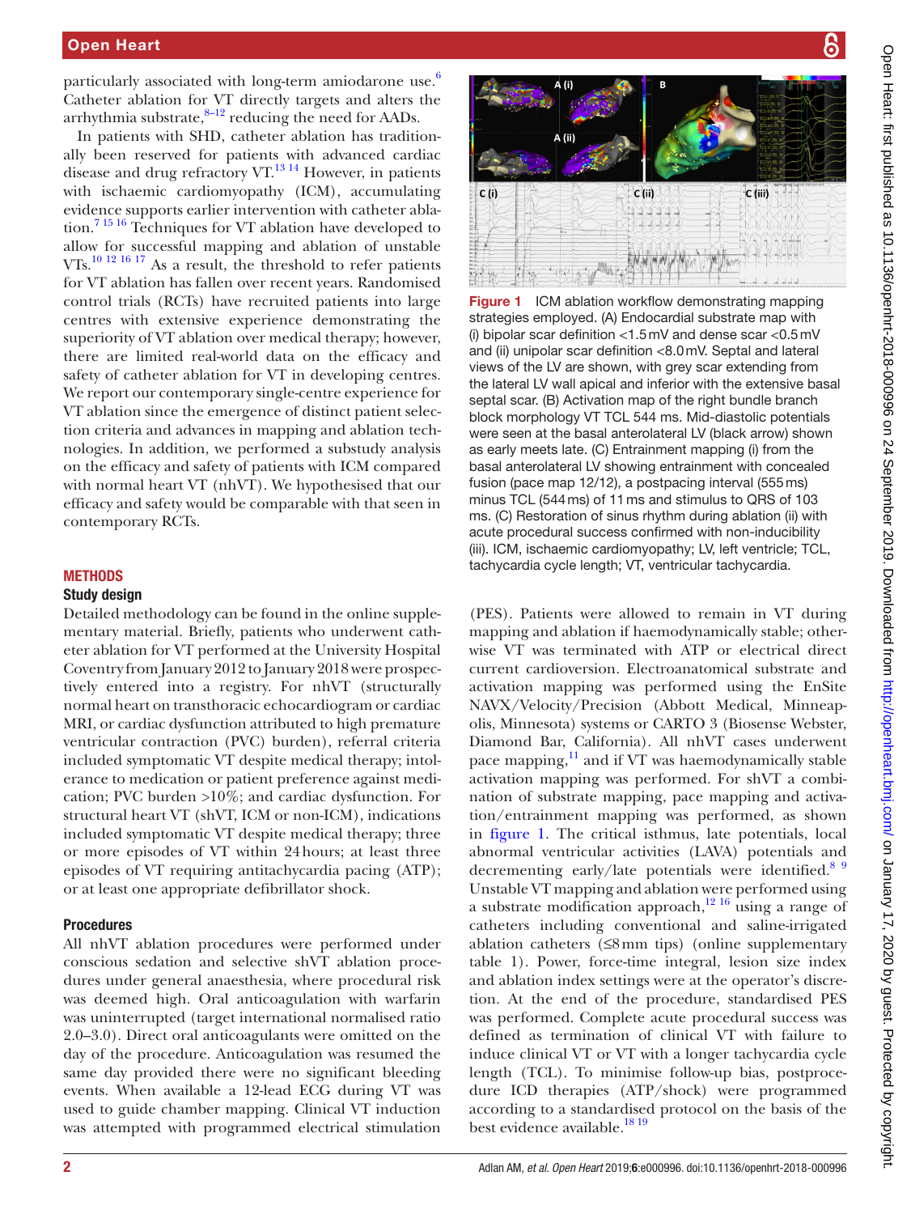particularly associated with long-term amiodarone use.[6] Catheter ablation for VT directly targets and alters the arrhythmia substrate,[8–12] reducing the need for AADs.

In patients with SHD, catheter ablation has traditionally been reserved for patients with advanced cardiac disease and drug refractory VT.[13 14] However, in patients with ischaemic cardiomyopathy (ICM), accumulating evidence supports earlier intervention with catheter ablation.[7 15 16] Techniques for VT ablation have developed to allow for successful mapping and ablation of unstable VTs.[10 12 16 17] As a result, the threshold to refer patients for VT ablation has fallen over recent years. Randomised control trials (RCTs) have recruited patients into large centres with extensive experience demonstrating the superiority of VT ablation over medical therapy; however, there are limited real-world data on the efficacy and safety of catheter ablation for VT in developing centres. We report our contemporary single-centre experience for VT ablation since the emergence of distinct patient selection criteria and advances in mapping and ablation technologies. In addition, we performed a substudy analysis on the efficacy and safety of patients with ICM compared with normal heart VT (nhVT). We hypothesised that our efficacy and safety would be comparable with that seen in contemporary RCTs.

## METHODS

### Study design

Detailed methodology can be found in the online supplementary material. Briefly, patients who underwent catheter ablation for VT performed at the University Hospital Coventry from January 2012 to January 2018 were prospectively entered into a registry. For nhVT (structurally normal heart on transthoracic echocardiogram or cardiac MRI, or cardiac dysfunction attributed to high premature ventricular contraction (PVC) burden), referral criteria included symptomatic VT despite medical therapy; intolerance to medication or patient preference against medication; PVC burden >10%; and cardiac dysfunction. For structural heart VT (shVT, ICM or non-ICM), indications included symptomatic VT despite medical therapy; three or more episodes of VT within 24 hours; at least three episodes of VT requiring antitachycardia pacing (ATP); or at least one appropriate defibrillator shock.

### Procedures

All nhVT ablation procedures were performed under conscious sedation and selective shVT ablation procedures under general anaesthesia, where procedural risk was deemed high. Oral anticoagulation with warfarin was uninterrupted (target international normalised ratio 2.0–3.0). Direct oral anticoagulants were omitted on the day of the procedure. Anticoagulation was resumed the same day provided there were no significant bleeding events. When available a 12-lead ECG during VT was used to guide chamber mapping. Clinical VT induction was attempted with programmed electrical stimulation (PES). Patients were allowed to remain in VT during mapping and ablation if haemodynamically stable; otherwise VT was terminated with ATP or electrical direct current cardioversion. Electroanatomical substrate and activation mapping was performed using the EnSite NAVX/Velocity/Precision (Abbott Medical, Minneapolis, Minnesota) systems or CARTO 3 (Biosense Webster, Diamond Bar, California). All nhVT cases underwent pace mapping,[11] and if VT was haemodynamically stable activation mapping was performed. For shVT a combination of substrate mapping, pace mapping and activation/entrainment mapping was performed, as shown in figure 1. The critical isthmus, late potentials, local abnormal ventricular activities (LAVA) potentials and decrementing early/late potentials were identified.[8 9] Unstable VT mapping and ablation were performed using a substrate modification approach,[12 16] using a range of catheters including conventional and saline-irrigated ablation catheters (≤8 mm tips) (online supplementary table 1). Power, force-time integral, lesion size index and ablation index settings were at the operator's discretion. At the end of the procedure, standardised PES was performed. Complete acute procedural success was defined as termination of clinical VT with failure to induce clinical VT or VT with a longer tachycardia cycle length (TCL). To minimise follow-up bias, postprocedure ICD therapies (ATP/shock) were programmed according to a standardised protocol on the basis of the best evidence available.[18 19]

Figure 1 ICM ablation workflow demonstrating mapping strategies employed. (A) Endocardial substrate map with (i) bipolar scar definition <1.5 mV and dense scar <0.5 mV and (ii) unipolar scar definition <8.0 mV. Septal and lateral views of the LV are shown, with grey scar extending from the lateral LV wall apical and inferior with the extensive basal septal scar. (B) Activation map of the right bundle branch block morphology VT TCL 544 ms. Mid-diastolic potentials were seen at the basal anterolateral LV (black arrow) shown as early meets late. (C) Entrainment mapping (i) from the basal anterolateral LV showing entrainment with concealed fusion (pace map 12/12), a postpacing interval (555 ms) minus TCL (544 ms) of 11 ms and stimulus to QRS of 103 ms. (C) Restoration of sinus rhythm during ablation (ii) with acute procedural success confirmed with non-inducibility (iii). ICM, ischaemic cardiomyopathy; LV, left ventricle; TCL, tachycardia cycle length; VT, ventricular tachycardia.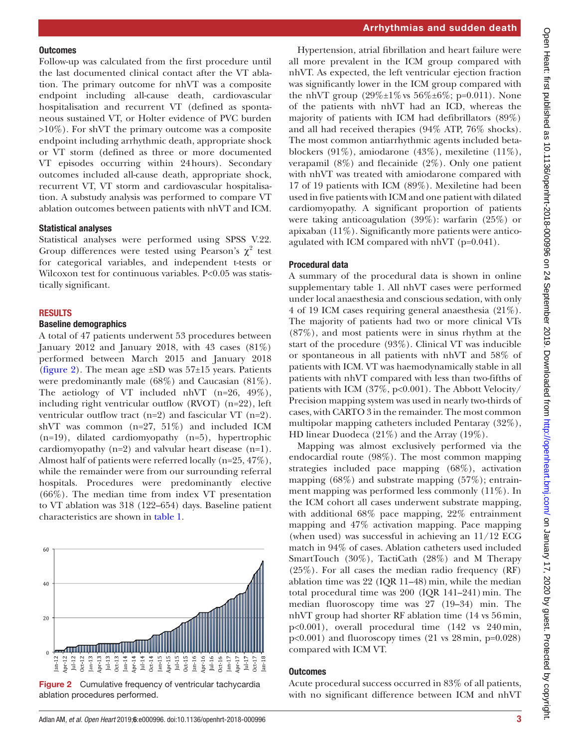### Outcomes

Follow-up was calculated from the first procedure until the last documented clinical contact after the VT ablation. The primary outcome for nhVT was a composite endpoint including all-cause death, cardiovascular hospitalisation and recurrent VT (defined as spontaneous sustained VT, or Holter evidence of PVC burden >10%). For shVT the primary outcome was a composite endpoint including arrhythmic death, appropriate shock or VT storm (defined as three or more documented VT episodes occurring within 24 hours). Secondary outcomes included all-cause death, appropriate shock, recurrent VT, VT storm and cardiovascular hospitalisation. A substudy analysis was performed to compare VT ablation outcomes between patients with nhVT and ICM.

### Statistical analyses

Statistical analyses were performed using SPSS V.22. Group differences were tested using Pearson's $\chi^2$ test for categorical variables, and independent t-tests or Wilcoxon test for continuous variables. P<0.05 was statistically significant.

## RESULTS

### Baseline demographics

A total of 47 patients underwent 53 procedures between January 2012 and January 2018, with 43 cases (81%) performed between March 2015 and January 2018 (figure 2). The mean age ±SD was 57±15 years. Patients were predominantly male (68%) and Caucasian (81%). The aetiology of VT included nhVT (n=26, 49%), including right ventricular outflow (RVOT) (n=22), left ventricular outflow tract (n=2) and fascicular VT (n=2). shVT was common (n=27, 51%) and included ICM (n=19), dilated cardiomyopathy (n=5), hypertrophic cardiomyopathy (n=2) and valvular heart disease (n=1). Almost half of patients were referred locally (n=25, 47%), while the remainder were from our surrounding referral hospitals. Procedures were predominantly elective (66%). The median time from index VT presentation to VT ablation was 318 (122–654) days. Baseline patient characteristics are shown in table 1.

Figure 2 Cumulative frequency of ventricular tachycardia ablation procedures performed.

Hypertension, atrial fibrillation and heart failure were all more prevalent in the ICM group compared with nhVT. As expected, the left ventricular ejection fraction was significantly lower in the ICM group compared with the nhVT group (29%±1% vs 56%±6%; p=0.011). None of the patients with nhVT had an ICD, whereas the majority of patients with ICM had defibrillators (89%) and all had received therapies (94% ATP, 76% shocks). The most common antiarrhythmic agents included beta-blockers (91%), amiodarone (43%), mexiletine (11%), verapamil (8%) and flecainide (2%). Only one patient with nhVT was treated with amiodarone compared with 17 of 19 patients with ICM (89%). Mexiletine had been used in five patients with ICM and one patient with dilated cardiomyopathy. A significant proportion of patients were taking anticoagulation (39%): warfarin (25%) or apixaban (11%). Significantly more patients were anticoagulated with ICM compared with nhVT (p=0.041).

### Procedural data

A summary of the procedural data is shown in online supplementary table 1. All nhVT cases were performed under local anaesthesia and conscious sedation, with only 4 of 19 ICM cases requiring general anaesthesia (21%). The majority of patients had two or more clinical VTs (87%), and most patients were in sinus rhythm at the start of the procedure (93%). Clinical VT was inducible or spontaneous in all patients with nhVT and 58% of patients with ICM. VT was haemodynamically stable in all patients with nhVT compared with less than two-fifths of patients with ICM (37%, p<0.001). The Abbott Velocity/Precision mapping system was used in nearly two-thirds of cases, with CARTO 3 in the remainder. The most common multipolar mapping catheters included Pentaray (32%), HD linear Duodeca (21%) and the Array (19%).

Mapping was almost exclusively performed via the endocardial route (98%). The most common mapping strategies included pace mapping (68%), activation mapping (68%) and substrate mapping (57%); entrainment mapping was performed less commonly (11%). In the ICM cohort all cases underwent substrate mapping, with additional 68% pace mapping, 22% entrainment mapping and 47% activation mapping. Pace mapping (when used) was successful in achieving an 11/12 ECG match in 94% of cases. Ablation catheters used included SmartTouch (30%), TactiCath (28%) and M Therapy (25%). For all cases the median radio frequency (RF) ablation time was 22 (IQR 11–48) min, while the median total procedural time was 200 (IQR 141–241) min. The median fluoroscopy time was 27 (19–34) min. The nhVT group had shorter RF ablation time (14 vs 56 min, p<0.001), overall procedural time (142 vs 240 min, p<0.001) and fluoroscopy times (21 vs 28 min, p=0.028) compared with ICM VT.

### Outcomes

Acute procedural success occurred in 83% of all patients, with no significant difference between ICM and nhVT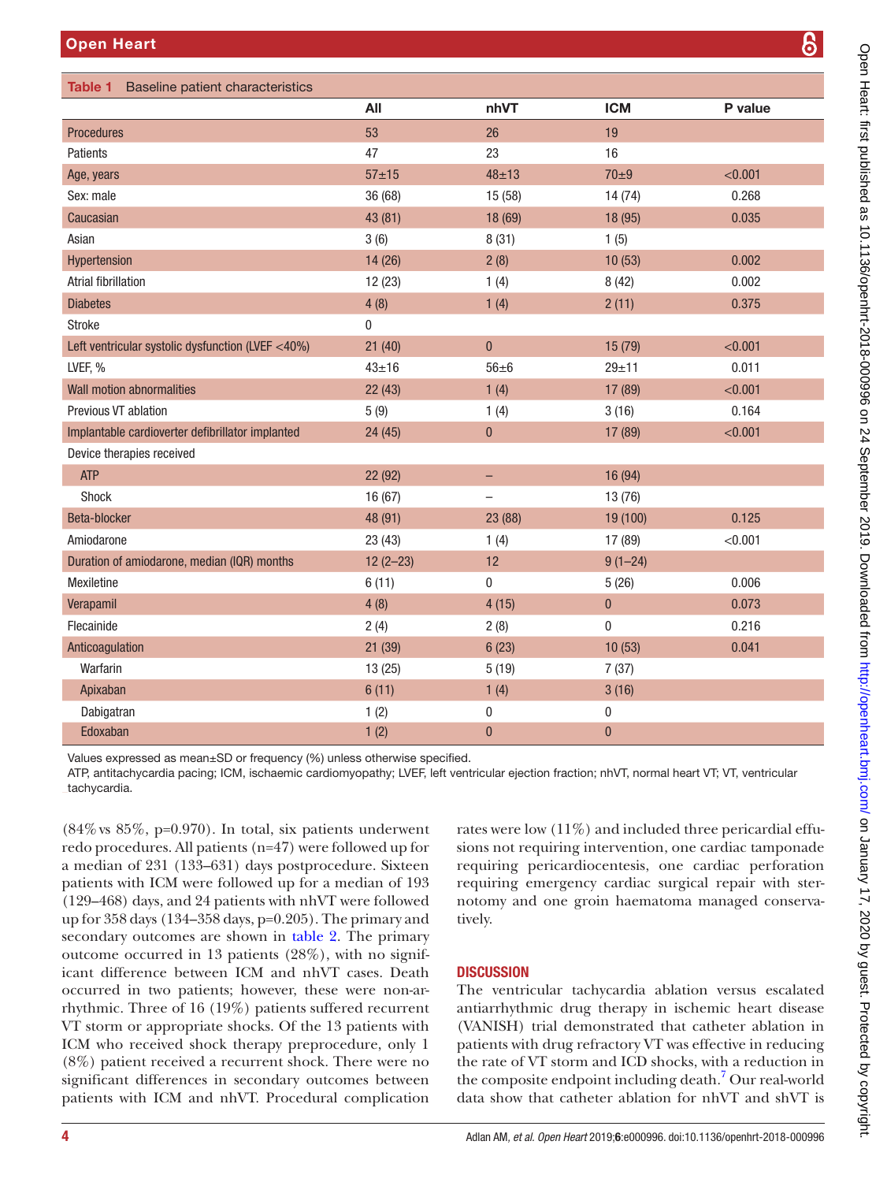**Table 1** Baseline patient characteristics

| | All | nhVT | ICM | P value |
|---|---|---|---|---|
| Procedures | 53 | 26 | 19 | |
| Patients | 47 | 23 | 16 | |
| Age, years | 57±15 | 48±13 | 70±9 | <0.001 |
| Sex: male | 36 (68) | 15 (58) | 14 (74) | 0.268 |
| Caucasian | 43 (81) | 18 (69) | 18 (95) | 0.035 |
| Asian | 3 (6) | 8 (31) | 1 (5) | |
| Hypertension | 14 (26) | 2 (8) | 10 (53) | 0.002 |
| Atrial fibrillation | 12 (23) | 1 (4) | 8 (42) | 0.002 |
| Diabetes | 4 (8) | 1 (4) | 2 (11) | 0.375 |
| Stroke | 0 | | | |
| Left ventricular systolic dysfunction (LVEF <40%) | 21 (40) | 0 | 15 (79) | <0.001 |
| LVEF, % | 43±16 | 56±6 | 29±11 | 0.011 |
| Wall motion abnormalities | 22 (43) | 1 (4) | 17 (89) | <0.001 |
| Previous VT ablation | 5 (9) | 1 (4) | 3 (16) | 0.164 |
| Implantable cardioverter defibrillator implanted | 24 (45) | 0 | 17 (89) | <0.001 |
| Device therapies received | | | | |
| ATP | 22 (92) | – | 16 (94) | |
| Shock | 16 (67) | – | 13 (76) | |
| Beta-blocker | 48 (91) | 23 (88) | 19 (100) | 0.125 |
| Amiodarone | 23 (43) | 1 (4) | 17 (89) | <0.001 |
| Duration of amiodarone, median (IQR) months | 12 (2–23) | 12 | 9 (1–24) | |
| Mexiletine | 6 (11) | 0 | 5 (26) | 0.006 |
| Verapamil | 4 (8) | 4 (15) | 0 | 0.073 |
| Flecainide | 2 (4) | 2 (8) | 0 | 0.216 |
| Anticoagulation | 21 (39) | 6 (23) | 10 (53) | 0.041 |
| Warfarin | 13 (25) | 5 (19) | 7 (37) | |
| Apixaban | 6 (11) | 1 (4) | 3 (16) | |
| Dabigatran | 1 (2) | 0 | 0 | |
| Edoxaban | 1 (2) | 0 | 0 | |

Values expressed as mean±SD or frequency (%) unless otherwise specified.
ATP, antitachycardia pacing; ICM, ischaemic cardiomyopathy; LVEF, left ventricular ejection fraction; nhVT, normal heart VT; VT, ventricular tachycardia.

(84% vs 85%, p=0.970). In total, six patients underwent redo procedures. All patients (n=47) were followed up for a median of 231 (133–631) days postprocedure. Sixteen patients with ICM were followed up for a median of 193 (129–468) days, and 24 patients with nhVT were followed up for 358 days (134–358 days, p=0.205). The primary and secondary outcomes are shown in table 2. The primary outcome occurred in 13 patients (28%), with no significant difference between ICM and nhVT cases. Death occurred in two patients; however, these were non-arrhythmic. Three of 16 (19%) patients suffered recurrent VT storm or appropriate shocks. Of the 13 patients with ICM who received shock therapy preprocedure, only 1 (8%) patient received a recurrent shock. There were no significant differences in secondary outcomes between patients with ICM and nhVT. Procedural complication rates were low (11%) and included three pericardial effusions not requiring intervention, one cardiac tamponade requiring pericardiocentesis, one cardiac perforation requiring emergency cardiac surgical repair with sternotomy and one groin haematoma managed conservatively.

## DISCUSSION

The ventricular tachycardia ablation versus escalated antiarrhythmic drug therapy in ischemic heart disease (VANISH) trial demonstrated that catheter ablation in patients with drug refractory VT was effective in reducing the rate of VT storm and ICD shocks, with a reduction in the composite endpoint including death.[7] Our real-world data show that catheter ablation for nhVT and shVT is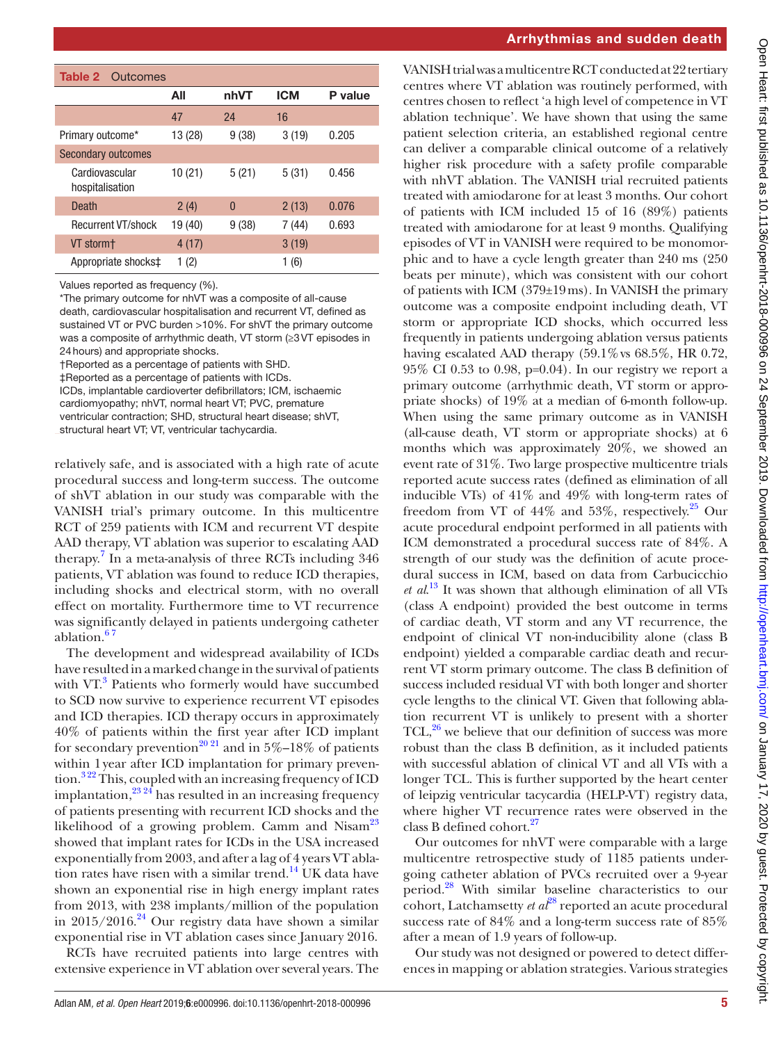**Table 2** Outcomes

| | All | nhVT | ICM | P value |
|---|---|---|---|---|
| | 47 | 24 | 16 | |
| Primary outcome* | 13 (28) | 9 (38) | 3 (19) | 0.205 |
| Secondary outcomes | | | | |
| Cardiovascular hospitalisation | 10 (21) | 5 (21) | 5 (31) | 0.456 |
| Death | 2 (4) | 0 | 2 (13) | 0.076 |
| Recurrent VT/shock | 19 (40) | 9 (38) | 7 (44) | 0.693 |
| VT storm† | 4 (17) | | 3 (19) | |
| Appropriate shocks‡ | 1 (2) | | 1 (6) | |

Values reported as frequency (%).
*The primary outcome for nhVT was a composite of all-cause death, cardiovascular hospitalisation and recurrent VT, defined as sustained VT or PVC burden >10%. For shVT the primary outcome was a composite of arrhythmic death, VT storm (≥3 VT episodes in 24 hours) and appropriate shocks.
†Reported as a percentage of patients with SHD.
‡Reported as a percentage of patients with ICDs.
ICDs, implantable cardioverter defibrillators; ICM, ischaemic cardiomyopathy; nhVT, normal heart VT; PVC, premature ventricular contraction; SHD, structural heart disease; shVT, structural heart VT; VT, ventricular tachycardia.

relatively safe, and is associated with a high rate of acute procedural success and long-term success. The outcome of shVT ablation in our study was comparable with the VANISH trial's primary outcome. In this multicentre RCT of 259 patients with ICM and recurrent VT despite AAD therapy, VT ablation was superior to escalating AAD therapy.[7] In a meta-analysis of three RCTs including 346 patients, VT ablation was found to reduce ICD therapies, including shocks and electrical storm, with no overall effect on mortality. Furthermore time to VT recurrence was significantly delayed in patients undergoing catheter ablation.[6 7]

The development and widespread availability of ICDs have resulted in a marked change in the survival of patients with VT.[3] Patients who formerly would have succumbed to SCD now survive to experience recurrent VT episodes and ICD therapies. ICD therapy occurs in approximately 40% of patients within the first year after ICD implant for secondary prevention[20 21] and in 5%–18% of patients within 1 year after ICD implantation for primary prevention.[3 22] This, coupled with an increasing frequency of ICD implantation,[23 24] has resulted in an increasing frequency of patients presenting with recurrent ICD shocks and the likelihood of a growing problem. Camm and Nisam[23] showed that implant rates for ICDs in the USA increased exponentially from 2003, and after a lag of 4 years VT ablation rates have risen with a similar trend.[14] UK data have shown an exponential rise in high energy implant rates from 2013, with 238 implants/million of the population in 2015/2016.[24] Our registry data have shown a similar exponential rise in VT ablation cases since January 2016.

RCTs have recruited patients into large centres with extensive experience in VT ablation over several years. The VANISH trial was a multicentre RCT conducted at 22 tertiary centres where VT ablation was routinely performed, with centres chosen to reflect 'a high level of competence in VT ablation technique'. We have shown that using the same patient selection criteria, an established regional centre can deliver a comparable clinical outcome of a relatively higher risk procedure with a safety profile comparable with nhVT ablation. The VANISH trial recruited patients treated with amiodarone for at least 3 months. Our cohort of patients with ICM included 15 of 16 (89%) patients treated with amiodarone for at least 9 months. Qualifying episodes of VT in VANISH were required to be monomorphic and to have a cycle length greater than 240 ms (250 beats per minute), which was consistent with our cohort of patients with ICM (379±19 ms). In VANISH the primary outcome was a composite endpoint including death, VT storm or appropriate ICD shocks, which occurred less frequently in patients undergoing ablation versus patients having escalated AAD therapy (59.1% vs 68.5%, HR 0.72, 95% CI 0.53 to 0.98, p=0.04). In our registry we report a primary outcome (arrhythmic death, VT storm or appropriate shocks) of 19% at a median of 6-month follow-up. When using the same primary outcome as in VANISH (all-cause death, VT storm or appropriate shocks) at 6 months which was approximately 20%, we showed an event rate of 31%. Two large prospective multicentre trials reported acute success rates (defined as elimination of all inducible VTs) of 41% and 49% with long-term rates of freedom from VT of 44% and 53%, respectively.[25] Our acute procedural endpoint performed in all patients with ICM demonstrated a procedural success rate of 84%. A strength of our study was the definition of acute procedural success in ICM, based on data from Carbucicchio *et al*.[13] It was shown that although elimination of all VTs (class A endpoint) provided the best outcome in terms of cardiac death, VT storm and any VT recurrence, the endpoint of clinical VT non-inducibility alone (class B endpoint) yielded a comparable cardiac death and recurrent VT storm primary outcome. The class B definition of success included residual VT with both longer and shorter cycle lengths to the clinical VT. Given that following ablation recurrent VT is unlikely to present with a shorter TCL,[26] we believe that our definition of success was more robust than the class B definition, as it included patients with successful ablation of clinical VT and all VTs with a longer TCL. This is further supported by the heart center of leipzig ventricular tacycardia (HELP-VT) registry data, where higher VT recurrence rates were observed in the class B defined cohort.[27]

Our outcomes for nhVT were comparable with a large multicentre retrospective study of 1185 patients undergoing catheter ablation of PVCs recruited over a 9-year period.[28] With similar baseline characteristics to our cohort, Latchamsetty *et al*[28] reported an acute procedural success rate of 84% and a long-term success rate of 85% after a mean of 1.9 years of follow-up.

Our study was not designed or powered to detect differences in mapping or ablation strategies. Various strategies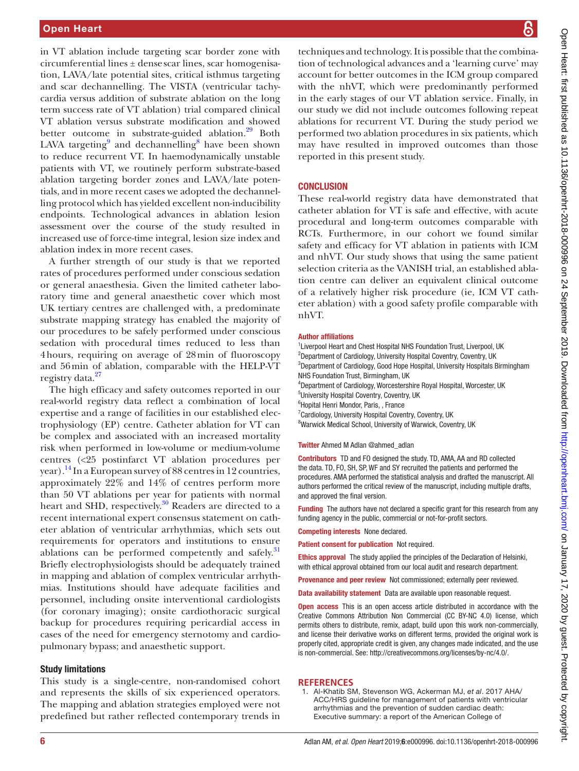in VT ablation include targeting scar border zone with circumferential lines ± dense scar lines, scar homogenisation, LAVA/late potential sites, critical isthmus targeting and scar dechannelling. The VISTA (ventricular tachycardia versus addition of substrate ablation on the long term success rate of VT ablation) trial compared clinical VT ablation versus substrate modification and showed better outcome in substrate-guided ablation.[29] Both LAVA targeting[9] and dechannelling[8] have been shown to reduce recurrent VT. In haemodynamically unstable patients with VT, we routinely perform substrate-based ablation targeting border zones and LAVA/late potentials, and in more recent cases we adopted the dechannelling protocol which has yielded excellent non-inducibility endpoints. Technological advances in ablation lesion assessment over the course of the study resulted in increased use of force-time integral, lesion size index and ablation index in more recent cases.

A further strength of our study is that we reported rates of procedures performed under conscious sedation or general anaesthesia. Given the limited catheter laboratory time and general anaesthetic cover which most UK tertiary centres are challenged with, a predominate substrate mapping strategy has enabled the majority of our procedures to be safely performed under conscious sedation with procedural times reduced to less than 4 hours, requiring on average of 28 min of fluoroscopy and 56 min of ablation, comparable with the HELP-VT registry data.[27]

The high efficacy and safety outcomes reported in our real-world registry data reflect a combination of local expertise and a range of facilities in our established electrophysiology (EP) centre. Catheter ablation for VT can be complex and associated with an increased mortality risk when performed in low-volume or medium-volume centres (<25 postinfarct VT ablation procedures per year).[14] In a European survey of 88 centres in 12 countries, approximately 22% and 14% of centres perform more than 50 VT ablations per year for patients with normal heart and SHD, respectively.[30] Readers are directed to a recent international expert consensus statement on catheter ablation of ventricular arrhythmias, which sets out requirements for operators and institutions to ensure ablations can be performed competently and safely.[31] Briefly electrophysiologists should be adequately trained in mapping and ablation of complex ventricular arrhythmias. Institutions should have adequate facilities and personnel, including onsite interventional cardiologists (for coronary imaging); onsite cardiothoracic surgical backup for procedures requiring pericardial access in cases of the need for emergency sternotomy and cardiopulmonary bypass; and anaesthetic support.

### Study limitations

This study is a single-centre, non-randomised cohort and represents the skills of six experienced operators. The mapping and ablation strategies employed were not predefined but rather reflected contemporary trends in techniques and technology. It is possible that the combination of technological advances and a 'learning curve' may account for better outcomes in the ICM group compared with the nhVT, which were predominantly performed in the early stages of our VT ablation service. Finally, in our study we did not include outcomes following repeat ablations for recurrent VT. During the study period we performed two ablation procedures in six patients, which may have resulted in improved outcomes than those reported in this present study.

## CONCLUSION

These real-world registry data have demonstrated that catheter ablation for VT is safe and effective, with acute procedural and long-term outcomes comparable with RCTs. Furthermore, in our cohort we found similar safety and efficacy for VT ablation in patients with ICM and nhVT. Our study shows that using the same patient selection criteria as the VANISH trial, an established ablation centre can deliver an equivalent clinical outcome of a relatively higher risk procedure (ie, ICM VT catheter ablation) with a good safety profile comparable with nhVT.

**Author affiliations**

[1]Liverpool Heart and Chest Hospital NHS Foundation Trust, Liverpool, UK
[2]Department of Cardiology, University Hospital Coventry, Coventry, UK
[3]Department of Cardiology, Good Hope Hospital, University Hospitals Birmingham NHS Foundation Trust, Birmingham, UK
[4]Department of Cardiology, Worcestershire Royal Hospital, Worcester, UK
[5]University Hospital Coventry, Coventry, UK
[6]Hopital Henri Mondor, Paris, , France
[7]Cardiology, University Hospital Coventry, Coventry, UK
[8]Warwick Medical School, University of Warwick, Coventry, UK

**Twitter** Ahmed M Adlan @ahmed_adlan

**Contributors** TD and FO designed the study. TD, AMA, AA and RD collected the data. TD, FO, SH, SP, WF and SY recruited the patients and performed the procedures. AMA performed the statistical analysis and drafted the manuscript. All authors performed the critical review of the manuscript, including multiple drafts, and approved the final version.

**Funding** The authors have not declared a specific grant for this research from any funding agency in the public, commercial or not-for-profit sectors.

**Competing interests** None declared.

**Patient consent for publication** Not required.

**Ethics approval** The study applied the principles of the Declaration of Helsinki, with ethical approval obtained from our local audit and research department.

**Provenance and peer review** Not commissioned; externally peer reviewed.

**Data availability statement** Data are available upon reasonable request.

**Open access** This is an open access article distributed in accordance with the Creative Commons Attribution Non Commercial (CC BY-NC 4.0) license, which permits others to distribute, remix, adapt, build upon this work non-commercially, and license their derivative works on different terms, provided the original work is properly cited, appropriate credit is given, any changes made indicated, and the use is non-commercial. See: http://creativecommons.org/licenses/by-nc/4.0/.

## REFERENCES

1. Al-Khatib SM, Stevenson WG, Ackerman MJ, *et al*. 2017 AHA/ACC/HRS guideline for management of patients with ventricular arrhythmias and the prevention of sudden cardiac death: Executive summary: a report of the American College of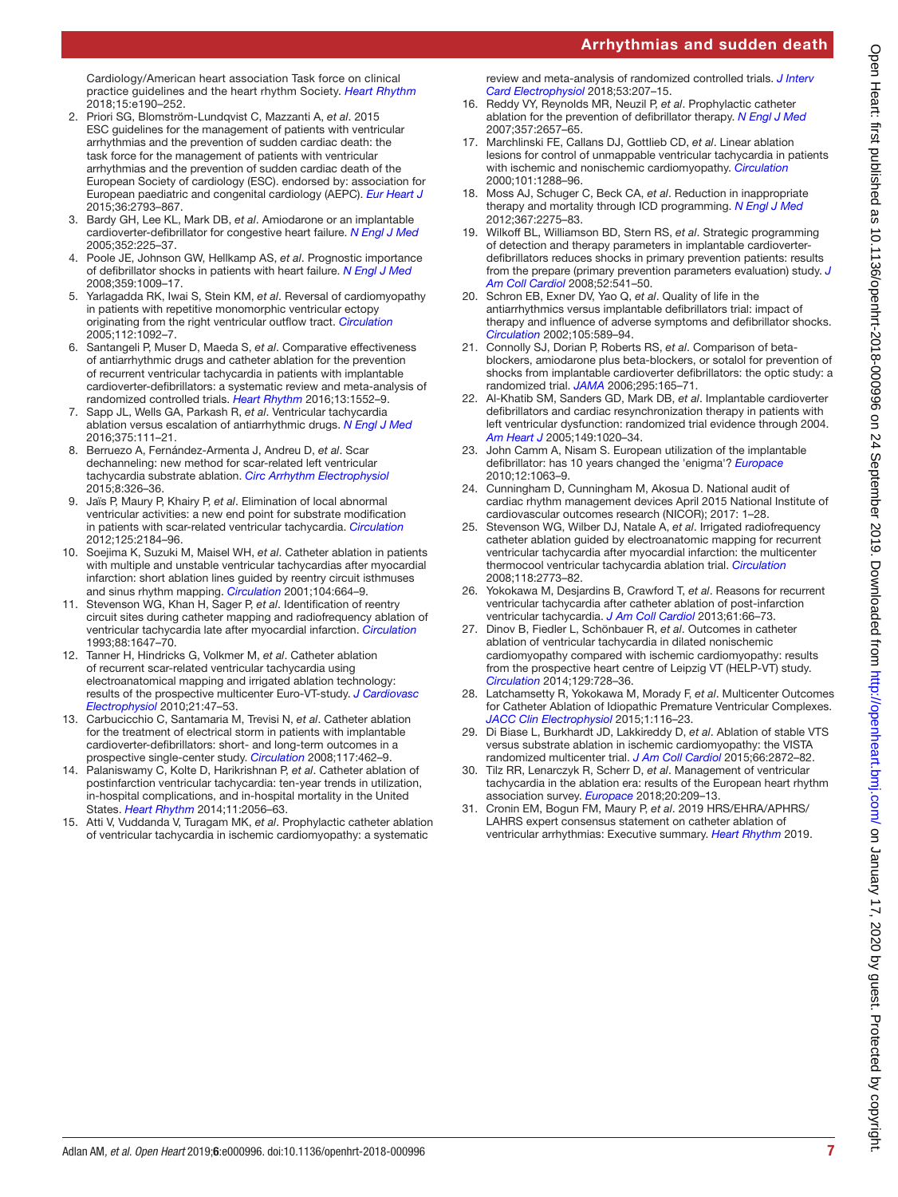Cardiology/American heart association Task force on clinical practice guidelines and the heart rhythm Society. *Heart Rhythm* 2018;15:e190–252.

2. Priori SG, Blomström-Lundqvist C, Mazzanti A, *et al*. 2015 ESC guidelines for the management of patients with ventricular arrhythmias and the prevention of sudden cardiac death: the task force for the management of patients with ventricular arrhythmias and the prevention of sudden cardiac death of the European Society of cardiology (ESC). endorsed by: association for European paediatric and congenital cardiology (AEPC). *Eur Heart J* 2015;36:2793–867.
3. Bardy GH, Lee KL, Mark DB, *et al*. Amiodarone or an implantable cardioverter-defibrillator for congestive heart failure. *N Engl J Med* 2005;352:225–37.
4. Poole JE, Johnson GW, Hellkamp AS, *et al*. Prognostic importance of defibrillator shocks in patients with heart failure. *N Engl J Med* 2008;359:1009–17.
5. Yarlagadda RK, Iwai S, Stein KM, *et al*. Reversal of cardiomyopathy in patients with repetitive monomorphic ventricular ectopy originating from the right ventricular outflow tract. *Circulation* 2005;112:1092–7.
6. Santangeli P, Muser D, Maeda S, *et al*. Comparative effectiveness of antiarrhythmic drugs and catheter ablation for the prevention of recurrent ventricular tachycardia in patients with implantable cardioverter-defibrillators: a systematic review and meta-analysis of randomized controlled trials. *Heart Rhythm* 2016;13:1552–9.
7. Sapp JL, Wells GA, Parkash R, *et al*. Ventricular tachycardia ablation versus escalation of antiarrhythmic drugs. *N Engl J Med* 2016;375:111–21.
8. Berruezo A, Fernández-Armenta J, Andreu D, *et al*. Scar dechanneling: new method for scar-related left ventricular tachycardia substrate ablation. *Circ Arrhythm Electrophysiol* 2015;8:326–36.
9. Jaïs P, Maury P, Khairy P, *et al*. Elimination of local abnormal ventricular activities: a new end point for substrate modification in patients with scar-related ventricular tachycardia. *Circulation* 2012;125:2184–96.
10. Soejima K, Suzuki M, Maisel WH, *et al*. Catheter ablation in patients with multiple and unstable ventricular tachycardias after myocardial infarction: short ablation lines guided by reentry circuit isthmuses and sinus rhythm mapping. *Circulation* 2001;104:664–9.
11. Stevenson WG, Khan H, Sager P, *et al*. Identification of reentry circuit sites during catheter mapping and radiofrequency ablation of ventricular tachycardia late after myocardial infarction. *Circulation* 1993;88:1647–70.
12. Tanner H, Hindricks G, Volkmer M, *et al*. Catheter ablation of recurrent scar-related ventricular tachycardia using electroanatomical mapping and irrigated ablation technology: results of the prospective multicenter Euro-VT-study. *J Cardiovasc Electrophysiol* 2010;21:47–53.
13. Carbucicchio C, Santamaria M, Trevisi N, *et al*. Catheter ablation for the treatment of electrical storm in patients with implantable cardioverter-defibrillators: short- and long-term outcomes in a prospective single-center study. *Circulation* 2008;117:462–9.
14. Palaniswamy C, Kolte D, Harikrishnan P, *et al*. Catheter ablation of postinfarction ventricular tachycardia: ten-year trends in utilization, in-hospital complications, and in-hospital mortality in the United States. *Heart Rhythm* 2014;11:2056–63.
15. Atti V, Vuddanda V, Turagam MK, *et al*. Prophylactic catheter ablation of ventricular tachycardia in ischemic cardiomyopathy: a systematic review and meta-analysis of randomized controlled trials. *J Interv Card Electrophysiol* 2018;53:207–15.
16. Reddy VY, Reynolds MR, Neuzil P, *et al*. Prophylactic catheter ablation for the prevention of defibrillator therapy. *N Engl J Med* 2007;357:2657–65.
17. Marchlinski FE, Callans DJ, Gottlieb CD, *et al*. Linear ablation lesions for control of unmappable ventricular tachycardia in patients with ischemic and nonischemic cardiomyopathy. *Circulation* 2000;101:1288–96.
18. Moss AJ, Schuger C, Beck CA, *et al*. Reduction in inappropriate therapy and mortality through ICD programming. *N Engl J Med* 2012;367:2275–83.
19. Wilkoff BL, Williamson BD, Stern RS, *et al*. Strategic programming of detection and therapy parameters in implantable cardioverter-defibrillators reduces shocks in primary prevention patients: results from the prepare (primary prevention parameters evaluation) study. *J Am Coll Cardiol* 2008;52:541–50.
20. Schron EB, Exner DV, Yao Q, *et al*. Quality of life in the antiarrhythmics versus implantable defibrillators trial: impact of therapy and influence of adverse symptoms and defibrillator shocks. *Circulation* 2002;105:589–94.
21. Connolly SJ, Dorian P, Roberts RS, *et al*. Comparison of beta-blockers, amiodarone plus beta-blockers, or sotalol for prevention of shocks from implantable cardioverter defibrillators: the optic study: a randomized trial. *JAMA* 2006;295:165–71.
22. Al-Khatib SM, Sanders GD, Mark DB, *et al*. Implantable cardioverter defibrillators and cardiac resynchronization therapy in patients with left ventricular dysfunction: randomized trial evidence through 2004. *Am Heart J* 2005;149:1020–34.
23. John Camm A, Nisam S. European utilization of the implantable defibrillator: has 10 years changed the 'enigma'? *Europace* 2010;12:1063–9.
24. Cunningham D, Cunningham M, Akosua D. National audit of cardiac rhythm management devices April 2015 National Institute of cardiovascular outcomes research (NICOR); 2017: 1–28.
25. Stevenson WG, Wilber DJ, Natale A, *et al*. Irrigated radiofrequency catheter ablation guided by electroanatomic mapping for recurrent ventricular tachycardia after myocardial infarction: the multicenter thermocool ventricular tachycardia ablation trial. *Circulation* 2008;118:2773–82.
26. Yokokawa M, Desjardins B, Crawford T, *et al*. Reasons for recurrent ventricular tachycardia after catheter ablation of post-infarction ventricular tachycardia. *J Am Coll Cardiol* 2013;61:66–73.
27. Dinov B, Fiedler L, Schönbauer R, *et al*. Outcomes in catheter ablation of ventricular tachycardia in dilated nonischemic cardiomyopathy compared with ischemic cardiomyopathy: results from the prospective heart centre of Leipzig VT (HELP-VT) study. *Circulation* 2014;129:728–36.
28. Latchamsetty R, Yokokawa M, Morady F, *et al*. Multicenter Outcomes for Catheter Ablation of Idiopathic Premature Ventricular Complexes. *JACC Clin Electrophysiol* 2015;1:116–23.
29. Di Biase L, Burkhardt JD, Lakkireddy D, *et al*. Ablation of stable VTS versus substrate ablation in ischemic cardiomyopathy: the VISTA randomized multicenter trial. *J Am Coll Cardiol* 2015;66:2872–82.
30. Tilz RR, Lenarczyk R, Scherr D, *et al*. Management of ventricular tachycardia in the ablation era: results of the European heart rhythm association survey. *Europace* 2018;20:209–13.
31. Cronin EM, Bogun FM, Maury P, *et al*. 2019 HRS/EHRA/APHRS/LAHRS expert consensus statement on catheter ablation of ventricular arrhythmias: Executive summary. *Heart Rhythm* 2019.